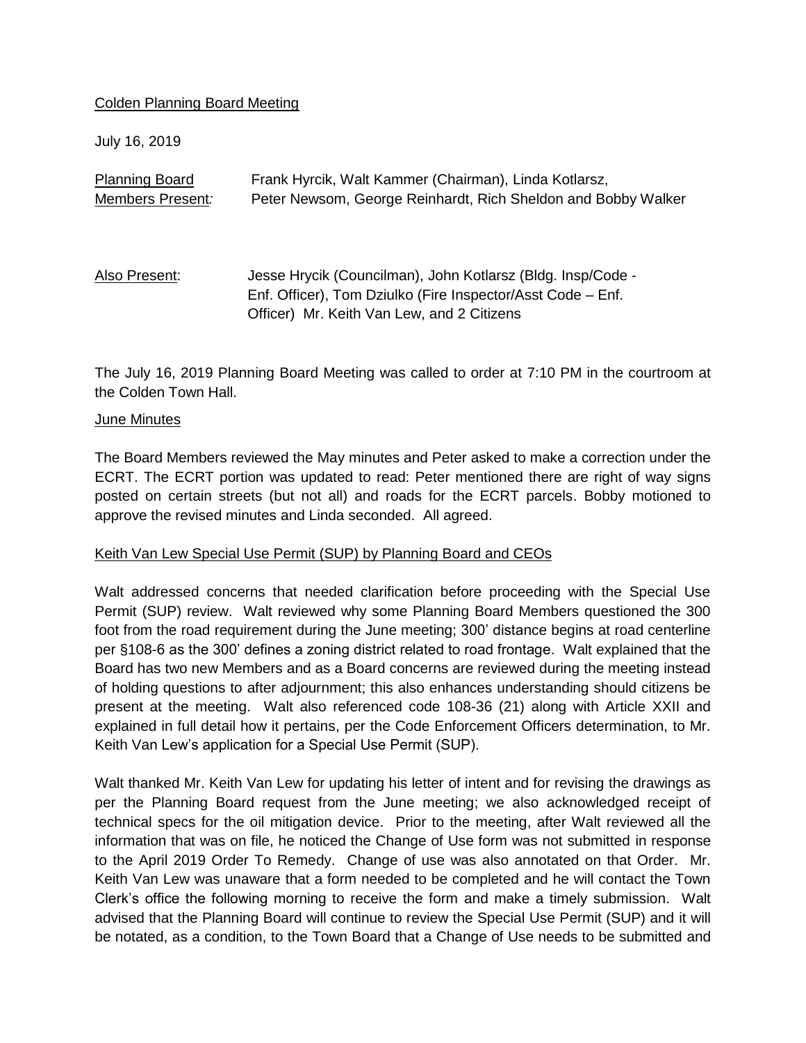Colden Planning Board Meeting

July 16, 2019

Planning Board Members Present: Frank Hyrcik, Walt Kammer (Chairman), Linda Kotlarsz, Peter Newsom, George Reinhardt, Rich Sheldon and Bobby Walker

Also Present: Jesse Hrycik (Councilman), John Kotlarsz (Bldg. Insp/Code - Enf. Officer), Tom Dziulko (Fire Inspector/Asst Code – Enf. Officer) Mr. Keith Van Lew, and 2 Citizens

The July 16, 2019 Planning Board Meeting was called to order at 7:10 PM in the courtroom at the Colden Town Hall.

## June Minutes

The Board Members reviewed the May minutes and Peter asked to make a correction under the ECRT. The ECRT portion was updated to read: Peter mentioned there are right of way signs posted on certain streets (but not all) and roads for the ECRT parcels. Bobby motioned to approve the revised minutes and Linda seconded. All agreed.

## Keith Van Lew Special Use Permit (SUP) by Planning Board and CEOs

Walt addressed concerns that needed clarification before proceeding with the Special Use Permit (SUP) review. Walt reviewed why some Planning Board Members questioned the 300 foot from the road requirement during the June meeting; 300' distance begins at road centerline per §108-6 as the 300' defines a zoning district related to road frontage. Walt explained that the Board has two new Members and as a Board concerns are reviewed during the meeting instead of holding questions to after adjournment; this also enhances understanding should citizens be present at the meeting. Walt also referenced code 108-36 (21) along with Article XXII and explained in full detail how it pertains, per the Code Enforcement Officers determination, to Mr. Keith Van Lew's application for a Special Use Permit (SUP).

Walt thanked Mr. Keith Van Lew for updating his letter of intent and for revising the drawings as per the Planning Board request from the June meeting; we also acknowledged receipt of technical specs for the oil mitigation device. Prior to the meeting, after Walt reviewed all the information that was on file, he noticed the Change of Use form was not submitted in response to the April 2019 Order To Remedy. Change of use was also annotated on that Order. Mr. Keith Van Lew was unaware that a form needed to be completed and he will contact the Town Clerk's office the following morning to receive the form and make a timely submission. Walt advised that the Planning Board will continue to review the Special Use Permit (SUP) and it will be notated, as a condition, to the Town Board that a Change of Use needs to be submitted and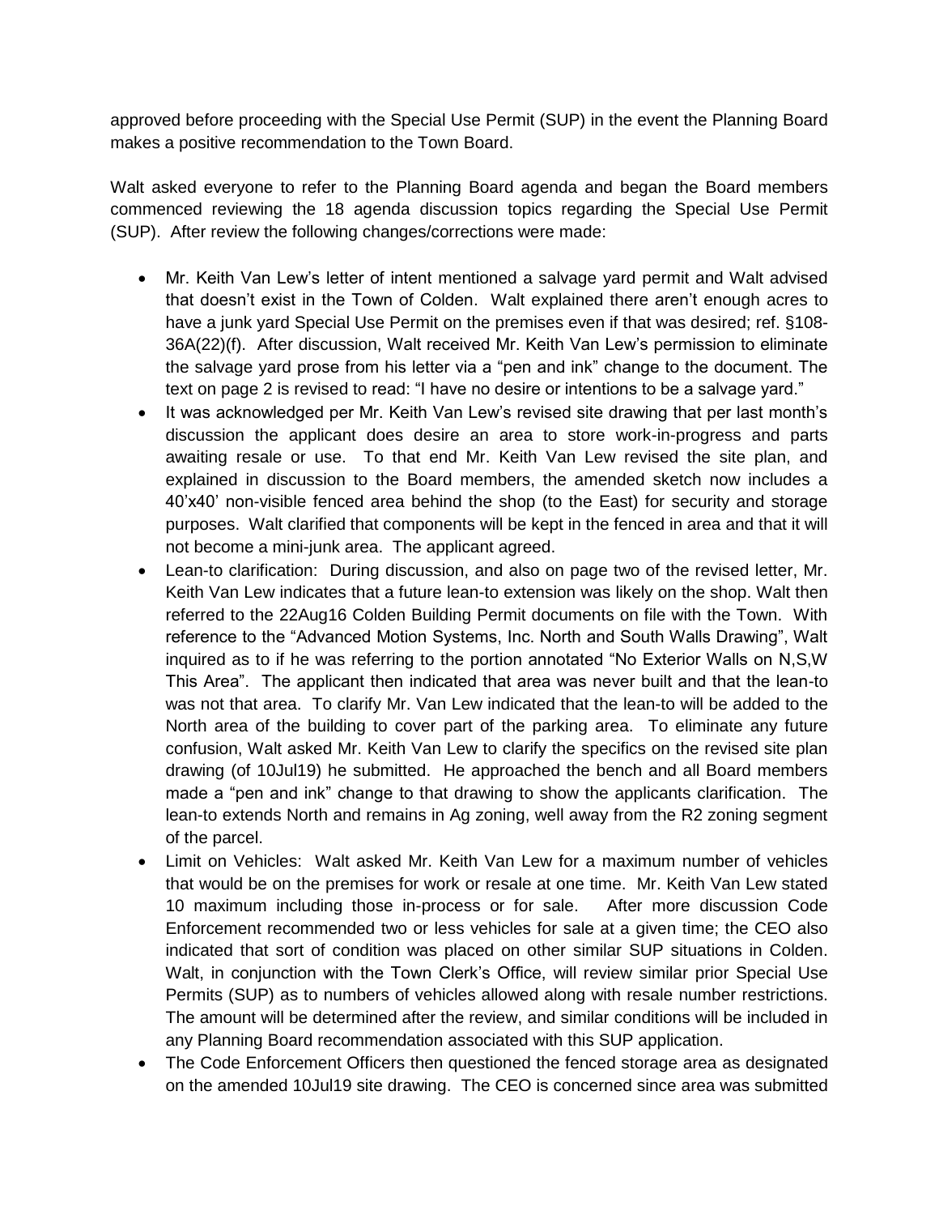approved before proceeding with the Special Use Permit (SUP) in the event the Planning Board makes a positive recommendation to the Town Board.

Walt asked everyone to refer to the Planning Board agenda and began the Board members commenced reviewing the 18 agenda discussion topics regarding the Special Use Permit (SUP). After review the following changes/corrections were made:

- Mr. Keith Van Lew's letter of intent mentioned a salvage yard permit and Walt advised that doesn't exist in the Town of Colden. Walt explained there aren't enough acres to have a junk yard Special Use Permit on the premises even if that was desired; ref. §108-36A(22)(f). After discussion, Walt received Mr. Keith Van Lew's permission to eliminate the salvage yard prose from his letter via a "pen and ink" change to the document. The text on page 2 is revised to read: "I have no desire or intentions to be a salvage yard."
- It was acknowledged per Mr. Keith Van Lew's revised site drawing that per last month's discussion the applicant does desire an area to store work-in-progress and parts awaiting resale or use. To that end Mr. Keith Van Lew revised the site plan, and explained in discussion to the Board members, the amended sketch now includes a 40'x40' non-visible fenced area behind the shop (to the East) for security and storage purposes. Walt clarified that components will be kept in the fenced in area and that it will not become a mini-junk area. The applicant agreed.
- Lean-to clarification: During discussion, and also on page two of the revised letter, Mr. Keith Van Lew indicates that a future lean-to extension was likely on the shop. Walt then referred to the 22Aug16 Colden Building Permit documents on file with the Town. With reference to the "Advanced Motion Systems, Inc. North and South Walls Drawing", Walt inquired as to if he was referring to the portion annotated "No Exterior Walls on N,S,W This Area". The applicant then indicated that area was never built and that the lean-to was not that area. To clarify Mr. Van Lew indicated that the lean-to will be added to the North area of the building to cover part of the parking area. To eliminate any future confusion, Walt asked Mr. Keith Van Lew to clarify the specifics on the revised site plan drawing (of 10Jul19) he submitted. He approached the bench and all Board members made a "pen and ink" change to that drawing to show the applicants clarification. The lean-to extends North and remains in Ag zoning, well away from the R2 zoning segment of the parcel.
- Limit on Vehicles: Walt asked Mr. Keith Van Lew for a maximum number of vehicles that would be on the premises for work or resale at one time. Mr. Keith Van Lew stated 10 maximum including those in-process or for sale. After more discussion Code Enforcement recommended two or less vehicles for sale at a given time; the CEO also indicated that sort of condition was placed on other similar SUP situations in Colden. Walt, in conjunction with the Town Clerk's Office, will review similar prior Special Use Permits (SUP) as to numbers of vehicles allowed along with resale number restrictions. The amount will be determined after the review, and similar conditions will be included in any Planning Board recommendation associated with this SUP application.
- The Code Enforcement Officers then questioned the fenced storage area as designated on the amended 10Jul19 site drawing. The CEO is concerned since area was submitted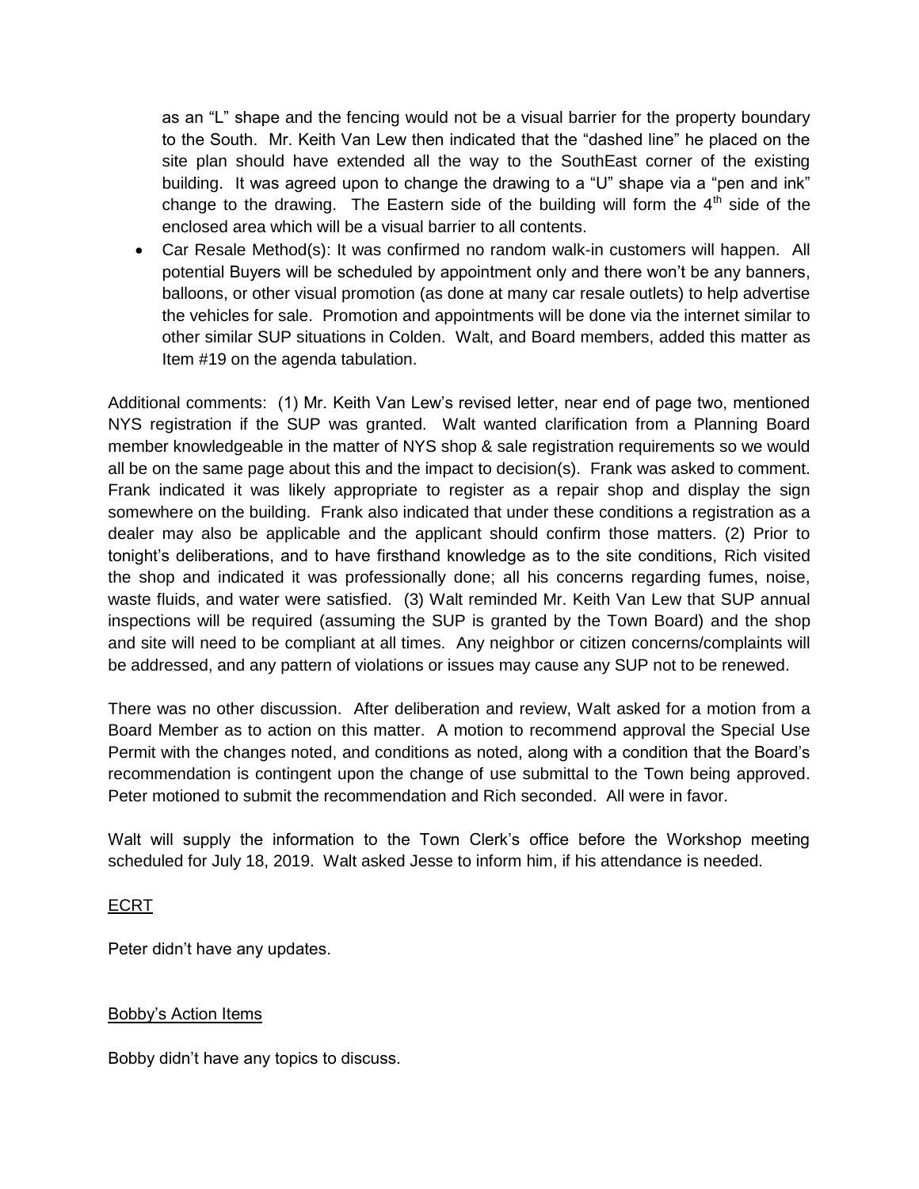as an "L" shape and the fencing would not be a visual barrier for the property boundary to the South. Mr. Keith Van Lew then indicated that the "dashed line" he placed on the site plan should have extended all the way to the SouthEast corner of the existing building. It was agreed upon to change the drawing to a "U" shape via a "pen and ink" change to the drawing. The Eastern side of the building will form the 4th side of the enclosed area which will be a visual barrier to all contents.

- Car Resale Method(s): It was confirmed no random walk-in customers will happen. All potential Buyers will be scheduled by appointment only and there won't be any banners, balloons, or other visual promotion (as done at many car resale outlets) to help advertise the vehicles for sale. Promotion and appointments will be done via the internet similar to other similar SUP situations in Colden. Walt, and Board members, added this matter as Item #19 on the agenda tabulation.

Additional comments: (1) Mr. Keith Van Lew's revised letter, near end of page two, mentioned NYS registration if the SUP was granted. Walt wanted clarification from a Planning Board member knowledgeable in the matter of NYS shop & sale registration requirements so we would all be on the same page about this and the impact to decision(s). Frank was asked to comment. Frank indicated it was likely appropriate to register as a repair shop and display the sign somewhere on the building. Frank also indicated that under these conditions a registration as a dealer may also be applicable and the applicant should confirm those matters. (2) Prior to tonight's deliberations, and to have firsthand knowledge as to the site conditions, Rich visited the shop and indicated it was professionally done; all his concerns regarding fumes, noise, waste fluids, and water were satisfied. (3) Walt reminded Mr. Keith Van Lew that SUP annual inspections will be required (assuming the SUP is granted by the Town Board) and the shop and site will need to be compliant at all times. Any neighbor or citizen concerns/complaints will be addressed, and any pattern of violations or issues may cause any SUP not to be renewed.

There was no other discussion. After deliberation and review, Walt asked for a motion from a Board Member as to action on this matter. A motion to recommend approval the Special Use Permit with the changes noted, and conditions as noted, along with a condition that the Board's recommendation is contingent upon the change of use submittal to the Town being approved. Peter motioned to submit the recommendation and Rich seconded. All were in favor.

Walt will supply the information to the Town Clerk's office before the Workshop meeting scheduled for July 18, 2019. Walt asked Jesse to inform him, if his attendance is needed.

## ECRT

Peter didn't have any updates.

## Bobby's Action Items

Bobby didn't have any topics to discuss.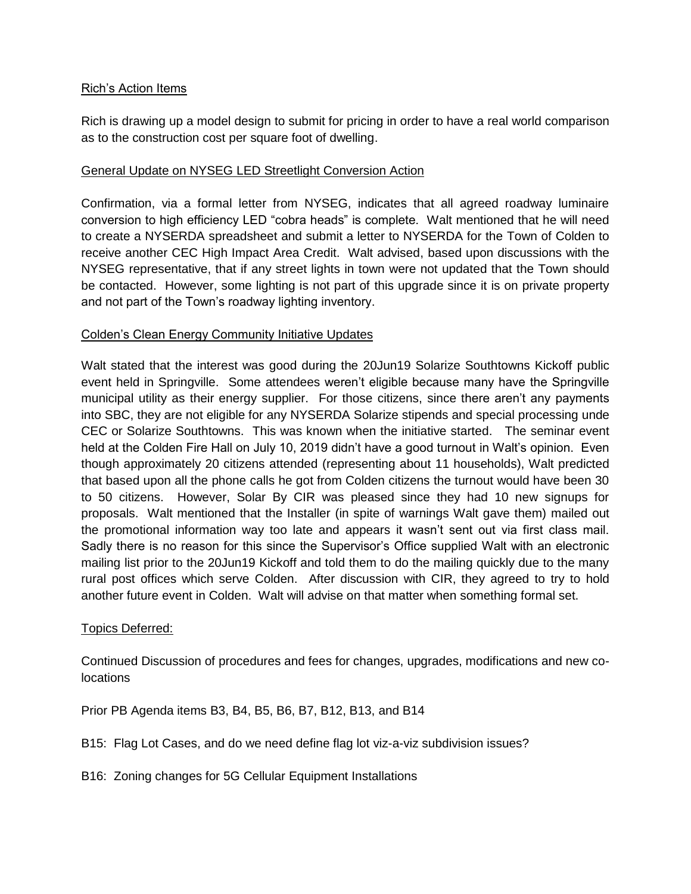Rich's Action Items

Rich is drawing up a model design to submit for pricing in order to have a real world comparison as to the construction cost per square foot of dwelling.

General Update on NYSEG LED Streetlight Conversion Action

Confirmation, via a formal letter from NYSEG, indicates that all agreed roadway luminaire conversion to high efficiency LED "cobra heads" is complete. Walt mentioned that he will need to create a NYSERDA spreadsheet and submit a letter to NYSERDA for the Town of Colden to receive another CEC High Impact Area Credit. Walt advised, based upon discussions with the NYSEG representative, that if any street lights in town were not updated that the Town should be contacted. However, some lighting is not part of this upgrade since it is on private property and not part of the Town's roadway lighting inventory.

Colden's Clean Energy Community Initiative Updates

Walt stated that the interest was good during the 20Jun19 Solarize Southtowns Kickoff public event held in Springville. Some attendees weren't eligible because many have the Springville municipal utility as their energy supplier. For those citizens, since there aren't any payments into SBC, they are not eligible for any NYSERDA Solarize stipends and special processing unde CEC or Solarize Southtowns. This was known when the initiative started. The seminar event held at the Colden Fire Hall on July 10, 2019 didn't have a good turnout in Walt's opinion. Even though approximately 20 citizens attended (representing about 11 households), Walt predicted that based upon all the phone calls he got from Colden citizens the turnout would have been 30 to 50 citizens. However, Solar By CIR was pleased since they had 10 new signups for proposals. Walt mentioned that the Installer (in spite of warnings Walt gave them) mailed out the promotional information way too late and appears it wasn't sent out via first class mail. Sadly there is no reason for this since the Supervisor's Office supplied Walt with an electronic mailing list prior to the 20Jun19 Kickoff and told them to do the mailing quickly due to the many rural post offices which serve Colden. After discussion with CIR, they agreed to try to hold another future event in Colden. Walt will advise on that matter when something formal set.

Topics Deferred:

Continued Discussion of procedures and fees for changes, upgrades, modifications and new co-locations

Prior PB Agenda items B3, B4, B5, B6, B7, B12, B13, and B14

B15: Flag Lot Cases, and do we need define flag lot viz-a-viz subdivision issues?

B16: Zoning changes for 5G Cellular Equipment Installations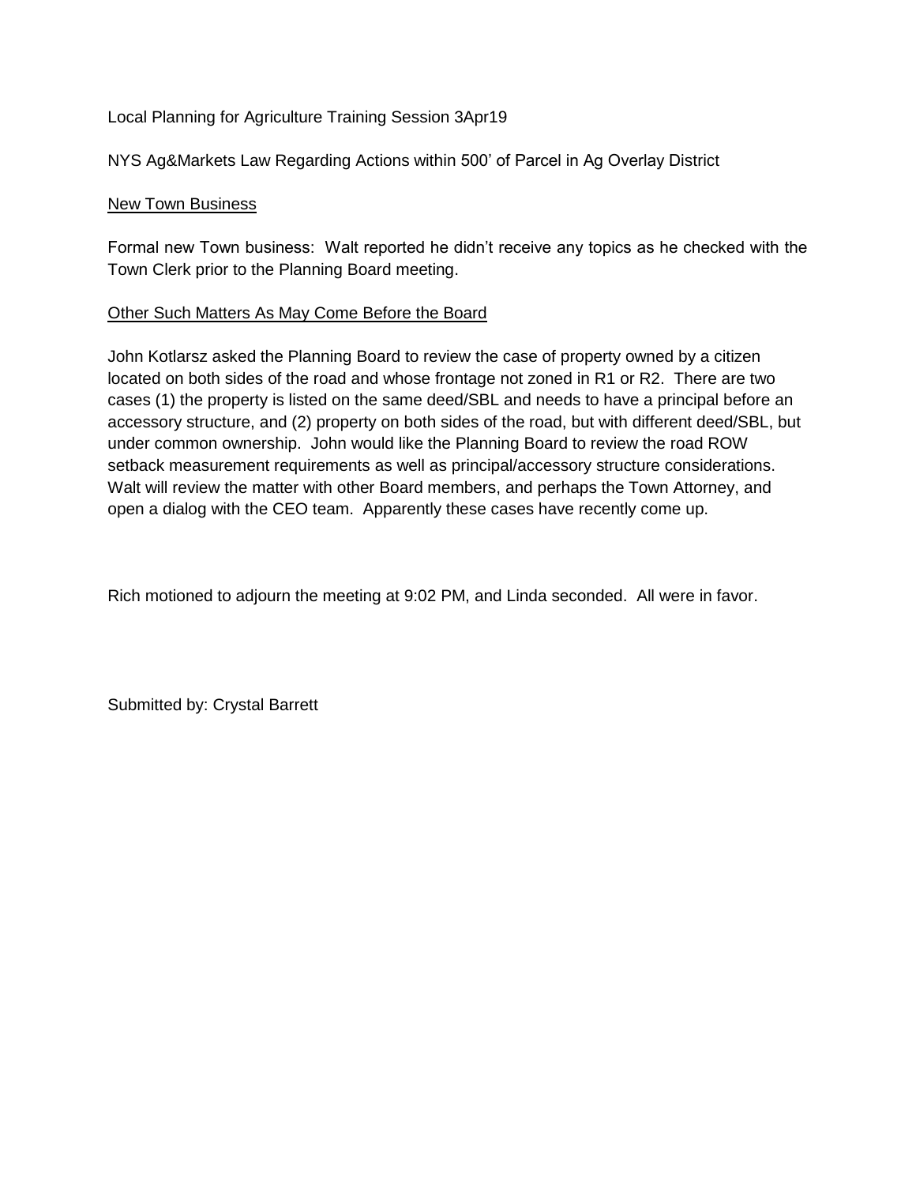Local Planning for Agriculture Training Session 3Apr19

NYS Ag&Markets Law Regarding Actions within 500' of Parcel in Ag Overlay District

## New Town Business

Formal new Town business: Walt reported he didn't receive any topics as he checked with the Town Clerk prior to the Planning Board meeting.

## Other Such Matters As May Come Before the Board

John Kotlarsz asked the Planning Board to review the case of property owned by a citizen located on both sides of the road and whose frontage not zoned in R1 or R2. There are two cases (1) the property is listed on the same deed/SBL and needs to have a principal before an accessory structure, and (2) property on both sides of the road, but with different deed/SBL, but under common ownership. John would like the Planning Board to review the road ROW setback measurement requirements as well as principal/accessory structure considerations. Walt will review the matter with other Board members, and perhaps the Town Attorney, and open a dialog with the CEO team. Apparently these cases have recently come up.

Rich motioned to adjourn the meeting at 9:02 PM, and Linda seconded. All were in favor.

Submitted by: Crystal Barrett